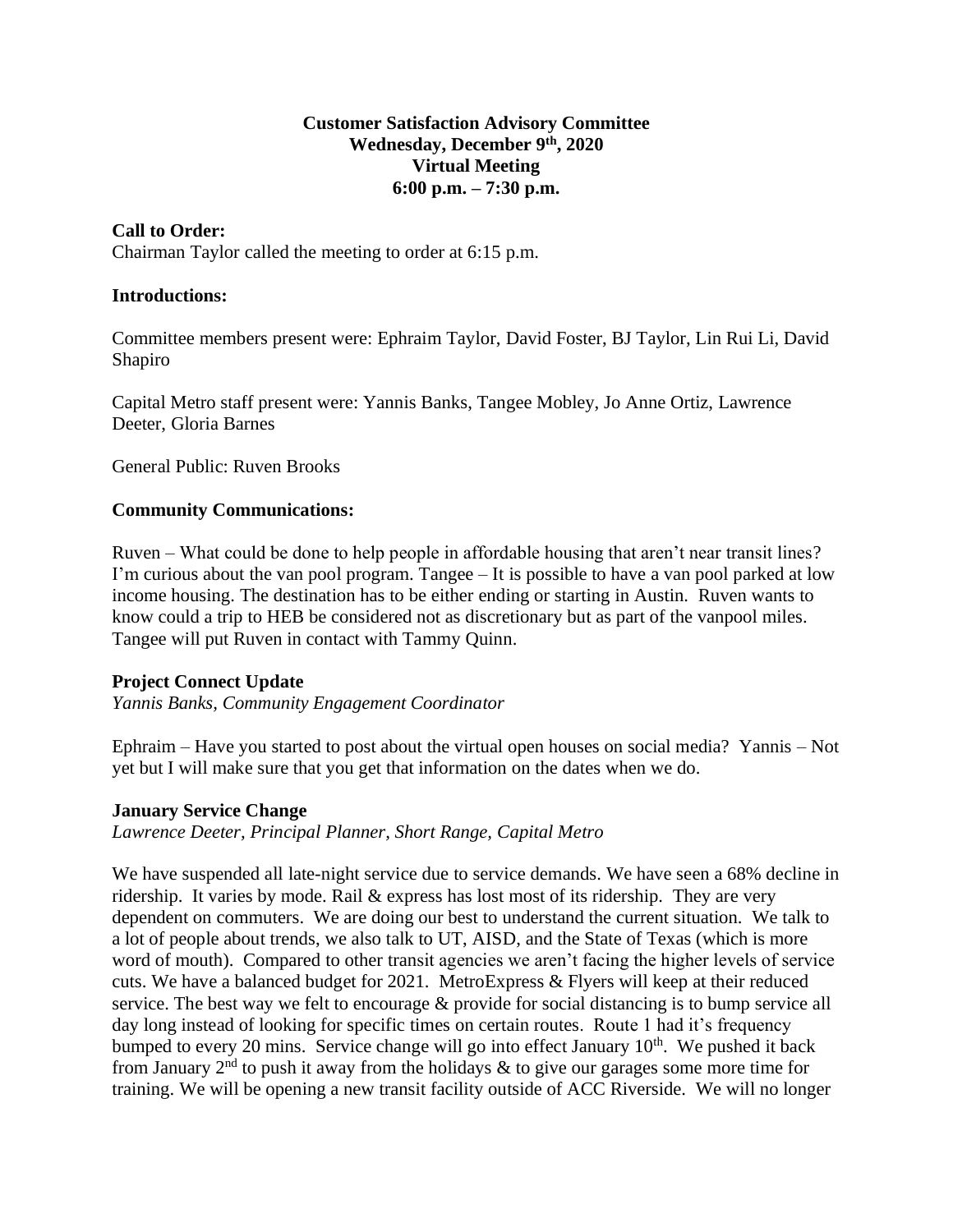**Customer Satisfaction Advisory Committee**
**Wednesday, December 9th, 2020**
**Virtual Meeting**
**6:00 p.m. – 7:30 p.m.**

**Call to Order:**
Chairman Taylor called the meeting to order at 6:15 p.m.

**Introductions:**

Committee members present were: Ephraim Taylor, David Foster, BJ Taylor, Lin Rui Li, David Shapiro

Capital Metro staff present were: Yannis Banks, Tangee Mobley, Jo Anne Ortiz, Lawrence Deeter, Gloria Barnes

General Public: Ruven Brooks

**Community Communications:**

Ruven – What could be done to help people in affordable housing that aren't near transit lines? I'm curious about the van pool program. Tangee – It is possible to have a van pool parked at low income housing. The destination has to be either ending or starting in Austin. Ruven wants to know could a trip to HEB be considered not as discretionary but as part of the vanpool miles. Tangee will put Ruven in contact with Tammy Quinn.

**Project Connect Update**
*Yannis Banks, Community Engagement Coordinator*

Ephraim – Have you started to post about the virtual open houses on social media? Yannis – Not yet but I will make sure that you get that information on the dates when we do.

**January Service Change**
*Lawrence Deeter, Principal Planner, Short Range, Capital Metro*

We have suspended all late-night service due to service demands. We have seen a 68% decline in ridership. It varies by mode. Rail & express has lost most of its ridership. They are very dependent on commuters. We are doing our best to understand the current situation. We talk to a lot of people about trends, we also talk to UT, AISD, and the State of Texas (which is more word of mouth). Compared to other transit agencies we aren't facing the higher levels of service cuts. We have a balanced budget for 2021. MetroExpress & Flyers will keep at their reduced service. The best way we felt to encourage & provide for social distancing is to bump service all day long instead of looking for specific times on certain routes. Route 1 had it's frequency bumped to every 20 mins. Service change will go into effect January 10th. We pushed it back from January 2nd to push it away from the holidays & to give our garages some more time for training. We will be opening a new transit facility outside of ACC Riverside. We will no longer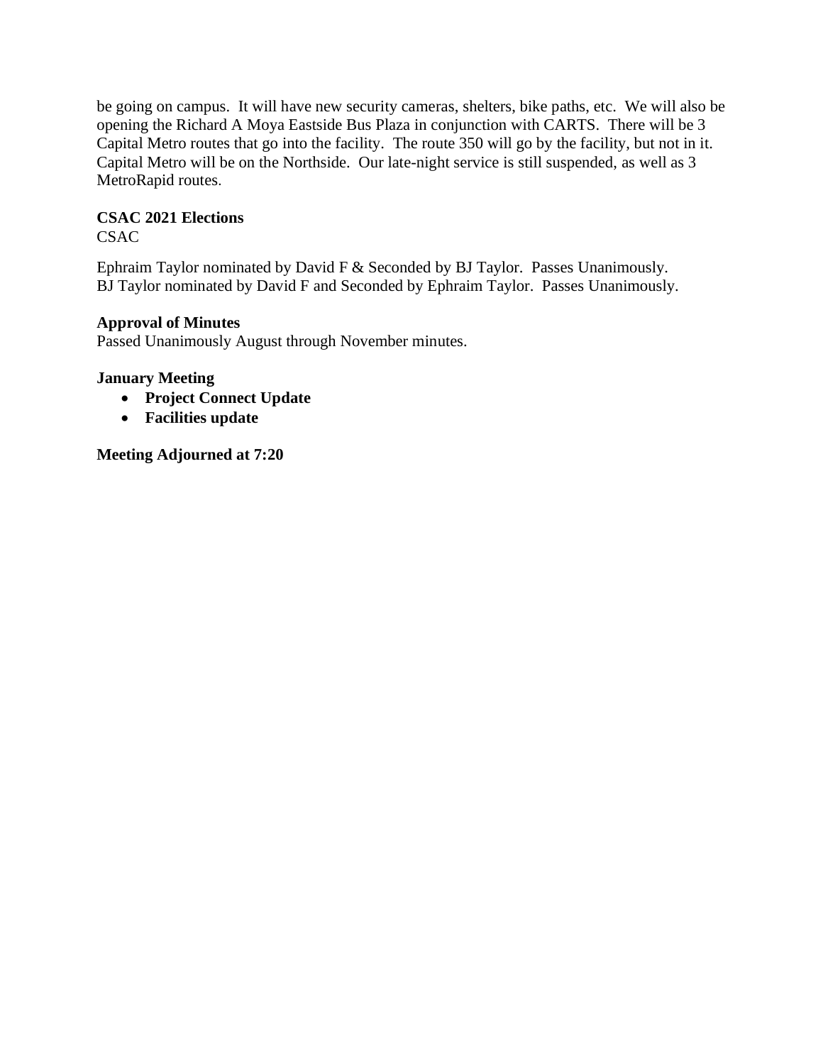be going on campus. It will have new security cameras, shelters, bike paths, etc. We will also be opening the Richard A Moya Eastside Bus Plaza in conjunction with CARTS. There will be 3 Capital Metro routes that go into the facility. The route 350 will go by the facility, but not in it. Capital Metro will be on the Northside. Our late-night service is still suspended, as well as 3 MetroRapid routes.

**CSAC 2021 Elections**
CSAC

Ephraim Taylor nominated by David F & Seconded by BJ Taylor. Passes Unanimously.
BJ Taylor nominated by David F and Seconded by Ephraim Taylor. Passes Unanimously.

**Approval of Minutes**
Passed Unanimously August through November minutes.

**January Meeting**

- **Project Connect Update**
- **Facilities update**

**Meeting Adjourned at 7:20**